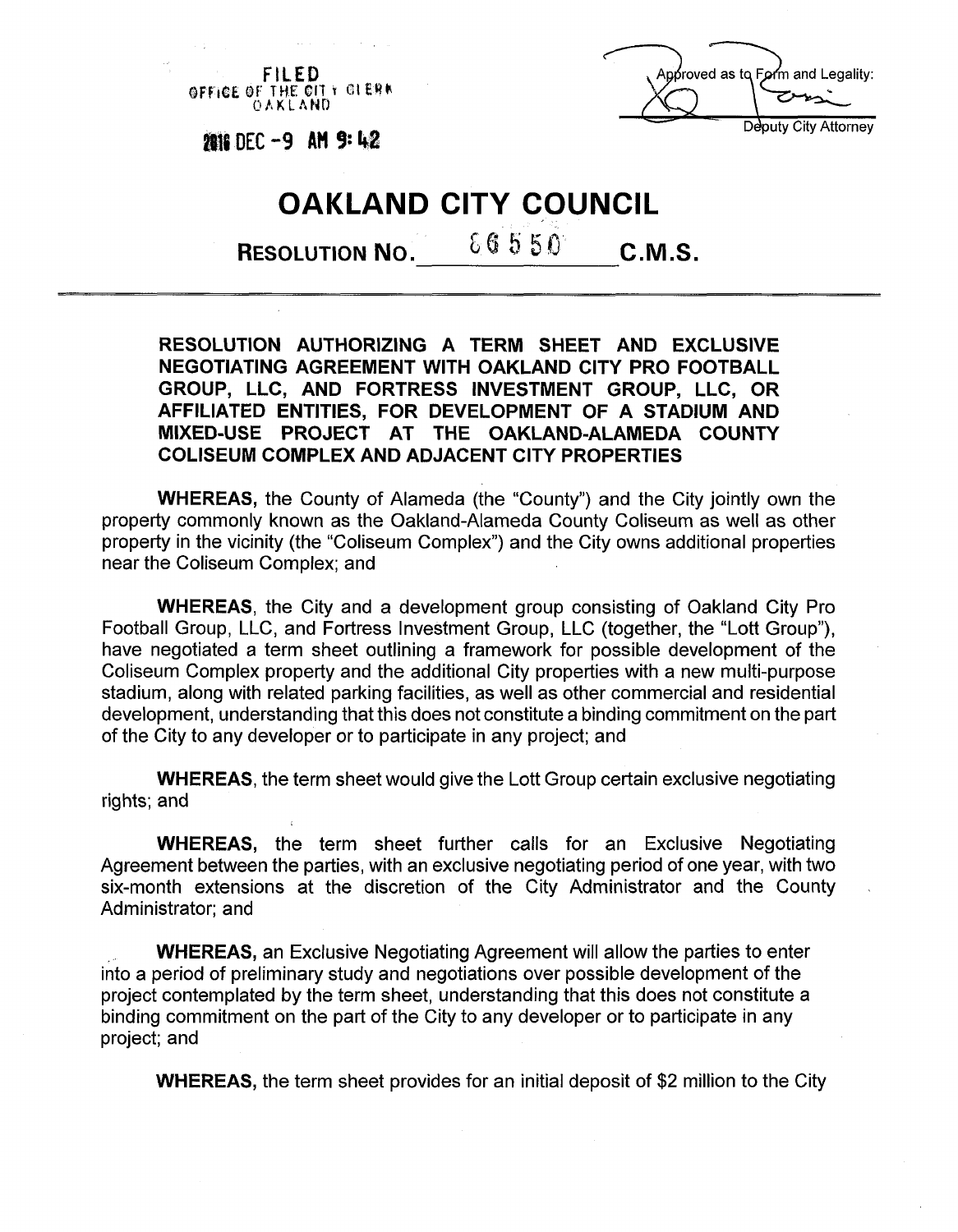FILED
OFFICE OF THE CITY CLERK
OAKLAND

2016 DEC -9 AM 9:42

Approved as to Form and Legality:

Deputy City Attorney

# OAKLAND CITY COUNCIL

## RESOLUTION NO. 86550 C.M.S.

**RESOLUTION AUTHORIZING A TERM SHEET AND EXCLUSIVE NEGOTIATING AGREEMENT WITH OAKLAND CITY PRO FOOTBALL GROUP, LLC, AND FORTRESS INVESTMENT GROUP, LLC, OR AFFILIATED ENTITIES, FOR DEVELOPMENT OF A STADIUM AND MIXED-USE PROJECT AT THE OAKLAND-ALAMEDA COUNTY COLISEUM COMPLEX AND ADJACENT CITY PROPERTIES**

**WHEREAS,** the County of Alameda (the "County") and the City jointly own the property commonly known as the Oakland-Alameda County Coliseum as well as other property in the vicinity (the "Coliseum Complex") and the City owns additional properties near the Coliseum Complex; and

**WHEREAS**, the City and a development group consisting of Oakland City Pro Football Group, LLC, and Fortress Investment Group, LLC (together, the "Lott Group"), have negotiated a term sheet outlining a framework for possible development of the Coliseum Complex property and the additional City properties with a new multi-purpose stadium, along with related parking facilities, as well as other commercial and residential development, understanding that this does not constitute a binding commitment on the part of the City to any developer or to participate in any project; and

**WHEREAS**, the term sheet would give the Lott Group certain exclusive negotiating rights; and

**WHEREAS,** the term sheet further calls for an Exclusive Negotiating Agreement between the parties, with an exclusive negotiating period of one year, with two six-month extensions at the discretion of the City Administrator and the County Administrator; and

**WHEREAS,** an Exclusive Negotiating Agreement will allow the parties to enter into a period of preliminary study and negotiations over possible development of the project contemplated by the term sheet, understanding that this does not constitute a binding commitment on the part of the City to any developer or to participate in any project; and

**WHEREAS,** the term sheet provides for an initial deposit of $2 million to the City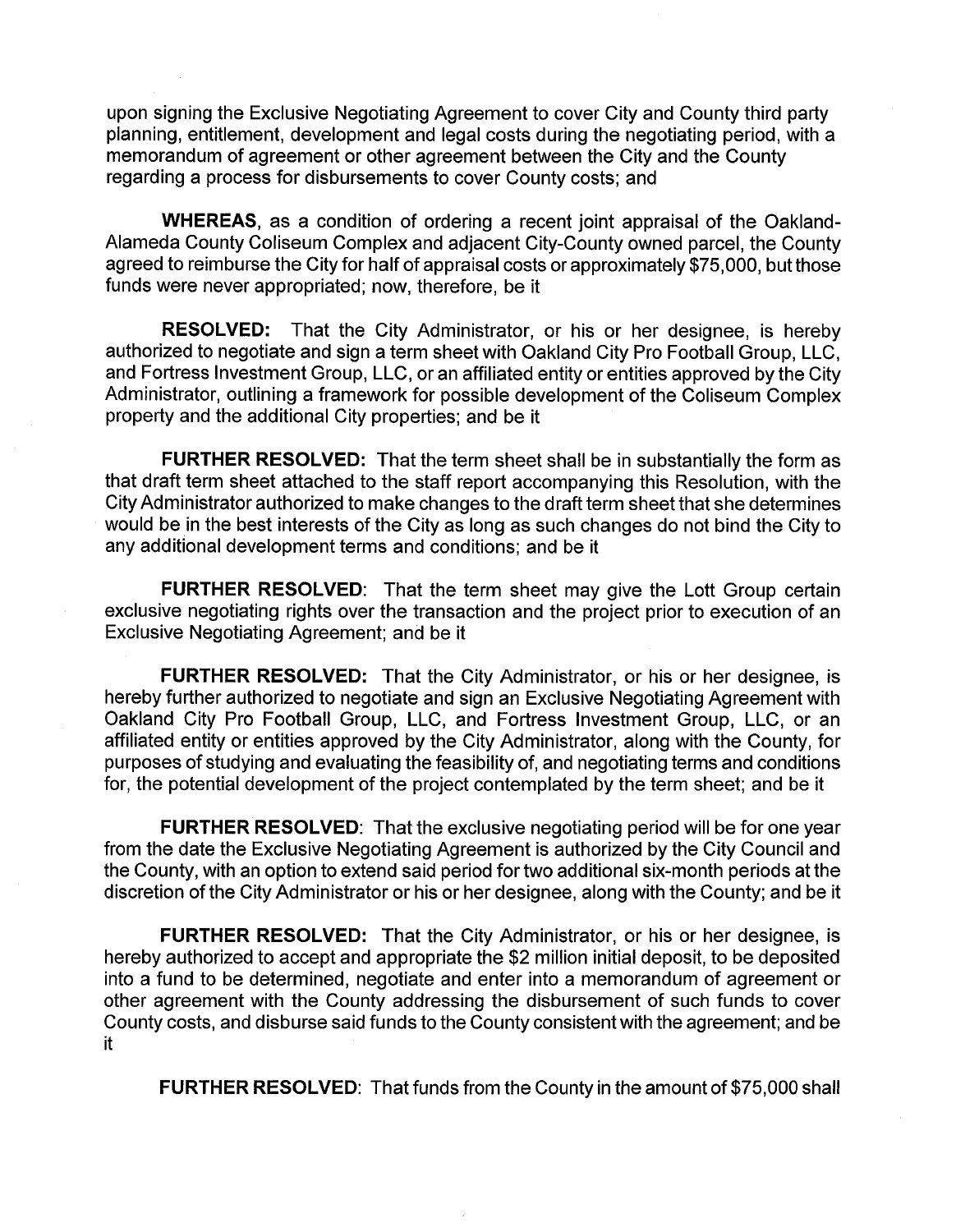upon signing the Exclusive Negotiating Agreement to cover City and County third party planning, entitlement, development and legal costs during the negotiating period, with a memorandum of agreement or other agreement between the City and the County regarding a process for disbursements to cover County costs; and

**WHEREAS**, as a condition of ordering a recent joint appraisal of the Oakland-Alameda County Coliseum Complex and adjacent City-County owned parcel, the County agreed to reimburse the City for half of appraisal costs or approximately $75,000, but those funds were never appropriated; now, therefore, be it

**RESOLVED:** That the City Administrator, or his or her designee, is hereby authorized to negotiate and sign a term sheet with Oakland City Pro Football Group, LLC, and Fortress Investment Group, LLC, or an affiliated entity or entities approved by the City Administrator, outlining a framework for possible development of the Coliseum Complex property and the additional City properties; and be it

**FURTHER RESOLVED:** That the term sheet shall be in substantially the form as that draft term sheet attached to the staff report accompanying this Resolution, with the City Administrator authorized to make changes to the draft term sheet that she determines would be in the best interests of the City as long as such changes do not bind the City to any additional development terms and conditions; and be it

**FURTHER RESOLVED**: That the term sheet may give the Lott Group certain exclusive negotiating rights over the transaction and the project prior to execution of an Exclusive Negotiating Agreement; and be it

**FURTHER RESOLVED:** That the City Administrator, or his or her designee, is hereby further authorized to negotiate and sign an Exclusive Negotiating Agreement with Oakland City Pro Football Group, LLC, and Fortress Investment Group, LLC, or an affiliated entity or entities approved by the City Administrator, along with the County, for purposes of studying and evaluating the feasibility of, and negotiating terms and conditions for, the potential development of the project contemplated by the term sheet; and be it

**FURTHER RESOLVED**: That the exclusive negotiating period will be for one year from the date the Exclusive Negotiating Agreement is authorized by the City Council and the County, with an option to extend said period for two additional six-month periods at the discretion of the City Administrator or his or her designee, along with the County; and be it

**FURTHER RESOLVED:** That the City Administrator, or his or her designee, is hereby authorized to accept and appropriate the $2 million initial deposit, to be deposited into a fund to be determined, negotiate and enter into a memorandum of agreement or other agreement with the County addressing the disbursement of such funds to cover County costs, and disburse said funds to the County consistent with the agreement; and be it

**FURTHER RESOLVED**: That funds from the County in the amount of $75,000 shall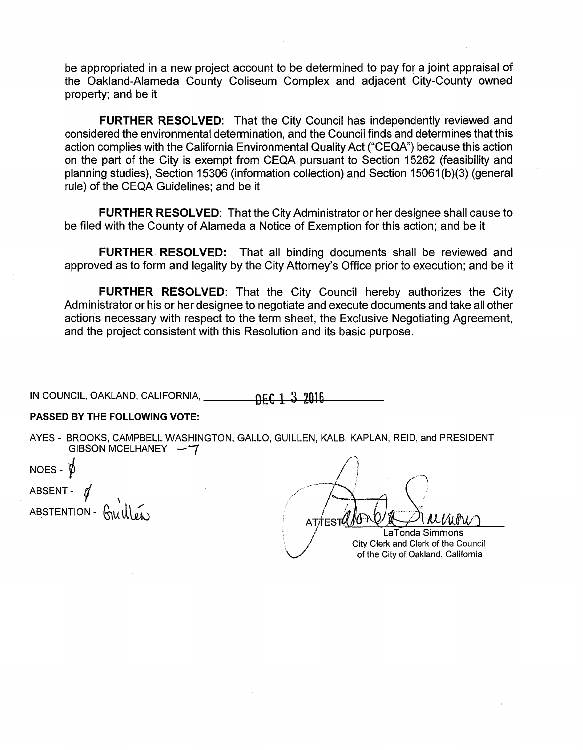be appropriated in a new project account to be determined to pay for a joint appraisal of the Oakland-Alameda County Coliseum Complex and adjacent City-County owned property; and be it

**FURTHER RESOLVED**: That the City Council has independently reviewed and considered the environmental determination, and the Council finds and determines that this action complies with the California Environmental Quality Act ("CEQA") because this action on the part of the City is exempt from CEQA pursuant to Section 15262 (feasibility and planning studies), Section 15306 (information collection) and Section 15061(b)(3) (general rule) of the CEQA Guidelines; and be it

**FURTHER RESOLVED**: That the City Administrator or her designee shall cause to be filed with the County of Alameda a Notice of Exemption for this action; and be it

**FURTHER RESOLVED:** That all binding documents shall be reviewed and approved as to form and legality by the City Attorney's Office prior to execution; and be it

**FURTHER RESOLVED**: That the City Council hereby authorizes the City Administrator or his or her designee to negotiate and execute documents and take all other actions necessary with respect to the term sheet, the Exclusive Negotiating Agreement, and the project consistent with this Resolution and its basic purpose.

IN COUNCIL, OAKLAND, CALIFORNIA, DEC 13 2016

**PASSED BY THE FOLLOWING VOTE:**

AYES - BROOKS, CAMPBELL WASHINGTON, GALLO, GUILLEN, KALB, KAPLAN, REID, and PRESIDENT GIBSON MCELHANEY — 7

NOES - ∅

ABSENT - ∅

ABSTENTION - Guillen

ATTEST: LaTonda Simmons
City Clerk and Clerk of the Council
of the City of Oakland, California